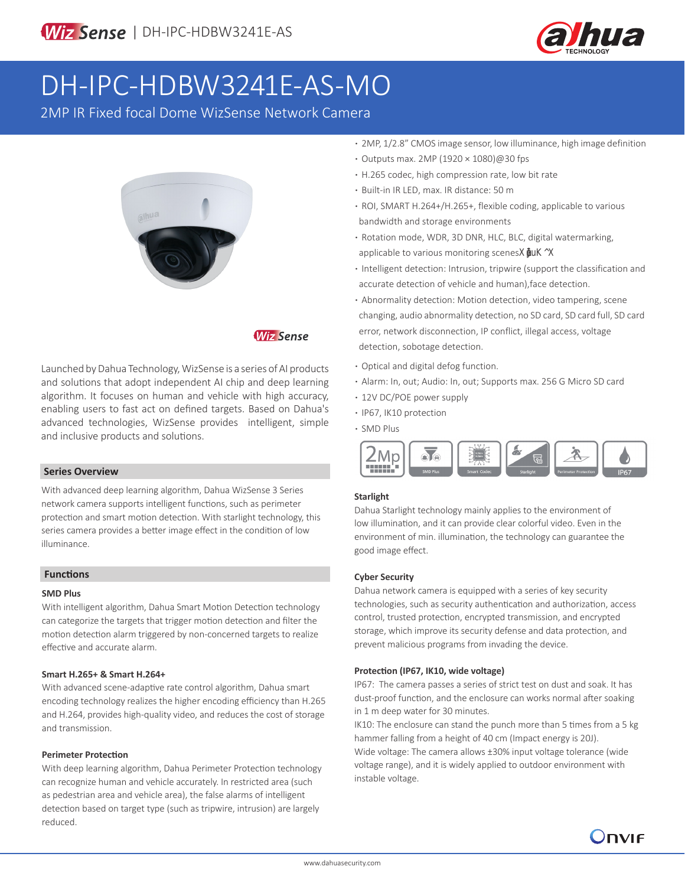# DH-IPC-HDBW3241E-AS-MO

2MP IR Fixed focal Dome WizSense Network Camera

- 2MP, 1/2.8" CMOS image sensor, low illuminance, high image definition
- Outputs max. 2MP (1920 × 1080)@30 fps
- H.265 codec, high compression rate, low bit rate
- Built-in IR LED, max. IR distance: 50 m
- ROI, SMART H.264+/H.265+, flexible coding, applicable to various bandwidth and storage environments
- Rotation mode, WDR, 3D DNR, HLC, BLC, digital watermarking, applicable to various monitoring scenesX ṗuK ^X
- Intelligent detection: Intrusion, tripwire (support the classification and accurate detection of vehicle and human),face detection.
- Abnormality detection: Motion detection, video tampering, scene changing, audio abnormality detection, no SD card, SD card full, SD card error, network disconnection, IP conflict, illegal access, voltage detection, sobotage detection.
- Optical and digital defog function.
- Alarm: In, out; Audio: In, out; Supports max. 256 G Micro SD card
- 12V DC/POE power supply
- IP67, IK10 protection
- SMD Plus

Launched by Dahua Technology, WizSense is a series of AI products and solutions that adopt independent AI chip and deep learning algorithm. It focuses on human and vehicle with high accuracy, enabling users to fast act on defined targets. Based on Dahua's advanced technologies, WizSense provides intelligent, simple and inclusive products and solutions.

## Series Overview

With advanced deep learning algorithm, Dahua WizSense 3 Series network camera supports intelligent functions, such as perimeter protection and smart motion detection. With starlight technology, this series camera provides a better image effect in the condition of low illuminance.

## Functions

### SMD Plus

With intelligent algorithm, Dahua Smart Motion Detection technology can categorize the targets that trigger motion detection and filter the motion detection alarm triggered by non-concerned targets to realize effective and accurate alarm.

### Smart H.265+ & Smart H.264+

With advanced scene-adaptive rate control algorithm, Dahua smart encoding technology realizes the higher encoding efficiency than H.265 and H.264, provides high-quality video, and reduces the cost of storage and transmission.

### Perimeter Protection

With deep learning algorithm, Dahua Perimeter Protection technology can recognize human and vehicle accurately. In restricted area (such as pedestrian area and vehicle area), the false alarms of intelligent detection based on target type (such as tripwire, intrusion) are largely reduced.

### Starlight

Dahua Starlight technology mainly applies to the environment of low illumination, and it can provide clear colorful video. Even in the environment of min. illumination, the technology can guarantee the good image effect.

### Cyber Security

Dahua network camera is equipped with a series of key security technologies, such as security authentication and authorization, access control, trusted protection, encrypted transmission, and encrypted storage, which improve its security defense and data protection, and prevent malicious programs from invading the device.

### Protection (IP67, IK10, wide voltage)

IP67: The camera passes a series of strict test on dust and soak. It has dust-proof function, and the enclosure can works normal after soaking in 1 m deep water for 30 minutes.

IK10: The enclosure can stand the punch more than 5 times from a 5 kg hammer falling from a height of 40 cm (Impact energy is 20J).

Wide voltage: The camera allows ±30% input voltage tolerance (wide voltage range), and it is widely applied to outdoor environment with instable voltage.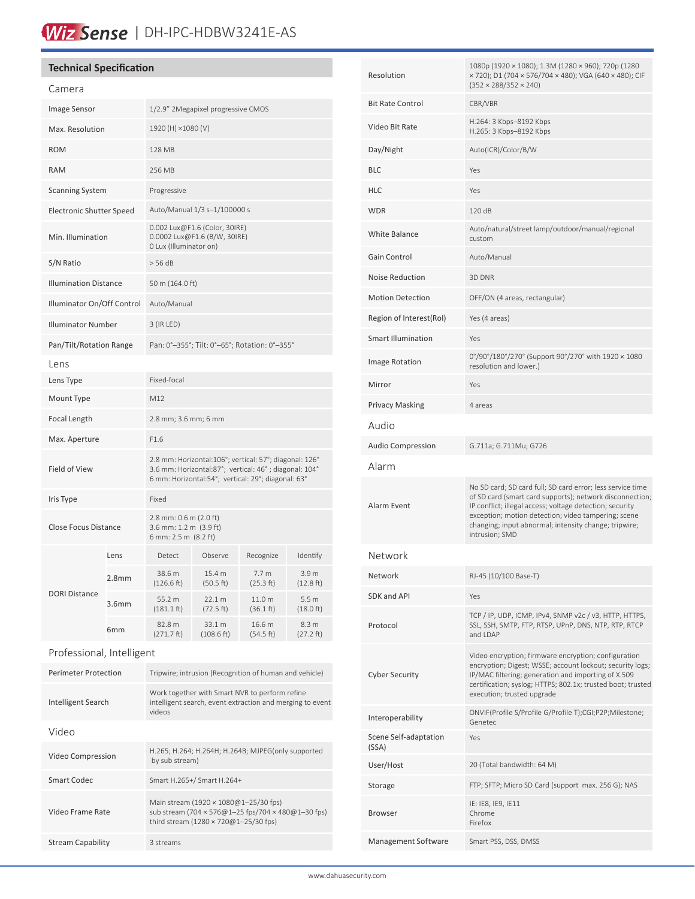# WizSense | DH-IPC-HDBW3241E-AS

## Technical Specification

### Camera

| | |
|---|---|
| Image Sensor | 1/2.9" 2Megapixel progressive CMOS |
| Max. Resolution | 1920 (H) ×1080 (V) |
| ROM | 128 MB |
| RAM | 256 MB |
| Scanning System | Progressive |
| Electronic Shutter Speed | Auto/Manual 1/3 s–1/100000 s |
| Min. Illumination | 0.002 Lux@F1.6 (Color, 30IRE)<br>0.0002 Lux@F1.6 (B/W, 30IRE)<br>0 Lux (Illuminator on) |
| S/N Ratio | > 56 dB |
| Illumination Distance | 50 m (164.0 ft) |
| Illuminator On/Off Control | Auto/Manual |
| Illuminator Number | 3 (IR LED) |
| Pan/Tilt/Rotation Range | Pan: 0°–355°; Tilt: 0°–65°; Rotation: 0°–355° |

### Lens

| | |
|---|---|
| Lens Type | Fixed-focal |
| Mount Type | M12 |
| Focal Length | 2.8 mm; 3.6 mm; 6 mm |
| Max. Aperture | F1.6 |
| Field of View | 2.8 mm: Horizontal:106°; vertical: 57°; diagonal: 126°<br>3.6 mm: Horizontal:87°; vertical: 46° ; diagonal: 104°<br>6 mm: Horizontal:54°; vertical: 29°; diagonal: 63° |
| Iris Type | Fixed |
| Close Focus Distance | 2.8 mm: 0.6 m (2.0 ft)<br>3.6 mm: 1.2 m (3.9 ft)<br>6 mm: 2.5 m (8.2 ft) |

| DORI Distance | Lens | Detect | Observe | Recognize | Identify |
|---|---|---|---|---|---|
| | 2.8mm | 38.6 m (126.6 ft) | 15.4 m (50.5 ft) | 7.7 m (25.3 ft) | 3.9 m (12.8 ft) |
| | 3.6mm | 55.2 m (181.1 ft) | 22.1 m (72.5 ft) | 11.0 m (36.1 ft) | 5.5 m (18.0 ft) |
| | 6mm | 82.8 m (271.7 ft) | 33.1 m (108.6 ft) | 16.6 m (54.5 ft) | 8.3 m (27.2 ft) |

### Professional, Intelligent

| | |
|---|---|
| Perimeter Protection | Tripwire; intrusion (Recognition of human and vehicle) |
| Intelligent Search | Work together with Smart NVR to perform refine intelligent search, event extraction and merging to event videos |

### Video

| | |
|---|---|
| Video Compression | H.265; H.264; H.264H; H.264B; MJPEG(only supported by sub stream) |
| Smart Codec | Smart H.265+/ Smart H.264+ |
| Video Frame Rate | Main stream (1920 × 1080@1–25/30 fps)<br>sub stream (704 × 576@1–25 fps/704 × 480@1–30 fps)<br>third stream (1280 × 720@1–25/30 fps) |
| Stream Capability | 3 streams |
| Resolution | 1080p (1920 × 1080); 1.3M (1280 × 960); 720p (1280 × 720); D1 (704 × 576/704 × 480); VGA (640 × 480); CIF (352 × 288/352 × 240) |
| Bit Rate Control | CBR/VBR |
| Video Bit Rate | H.264: 3 Kbps–8192 Kbps<br>H.265: 3 Kbps–8192 Kbps |
| Day/Night | Auto(ICR)/Color/B/W |
| BLC | Yes |
| HLC | Yes |
| WDR | 120 dB |
| White Balance | Auto/natural/street lamp/outdoor/manual/regional custom |
| Gain Control | Auto/Manual |
| Noise Reduction | 3D DNR |
| Motion Detection | OFF/ON (4 areas, rectangular) |
| Region of Interest(RoI) | Yes (4 areas) |
| Smart Illumination | Yes |
| Image Rotation | 0°/90°/180°/270° (Support 90°/270° with 1920 × 1080 resolution and lower.) |
| Mirror | Yes |
| Privacy Masking | 4 areas |

### Audio

| | |
|---|---|
| Audio Compression | G.711a; G.711Mu; G726 |

### Alarm

| | |
|---|---|
| Alarm Event | No SD card; SD card full; SD card error; less service time of SD card (smart card supports); network disconnection; IP conflict; illegal access; voltage detection; security exception; motion detection; video tampering; scene changing; input abnormal; intensity change; tripwire; intrusion; SMD |

### Network

| | |
|---|---|
| Network | RJ-45 (10/100 Base-T) |
| SDK and API | Yes |
| Protocol | TCP / IP, UDP, ICMP, IPv4, SNMP v2c / v3, HTTP, HTTPS, SSL, SSH, SMTP, FTP, RTSP, UPnP, DNS, NTP, RTP, RTCP and LDAP |
| Cyber Security | Video encryption; firmware encryption; configuration encryption; Digest; WSSE; account lockout; security logs; IP/MAC filtering; generation and importing of X.509 certification; syslog; HTTPS; 802.1x; trusted boot; trusted execution; trusted upgrade |
| Interoperability | ONVIF(Profile S/Profile G/Profile T);CGI;P2P;Milestone; Genetec |
| Scene Self-adaptation (SSA) | Yes |
| User/Host | 20 (Total bandwidth: 64 M) |
| Storage | FTP; SFTP; Micro SD Card (support max. 256 G); NAS |
| Browser | IE: IE8, IE9, IE11<br>Chrome<br>Firefox |
| Management Software | Smart PSS, DSS, DMSS |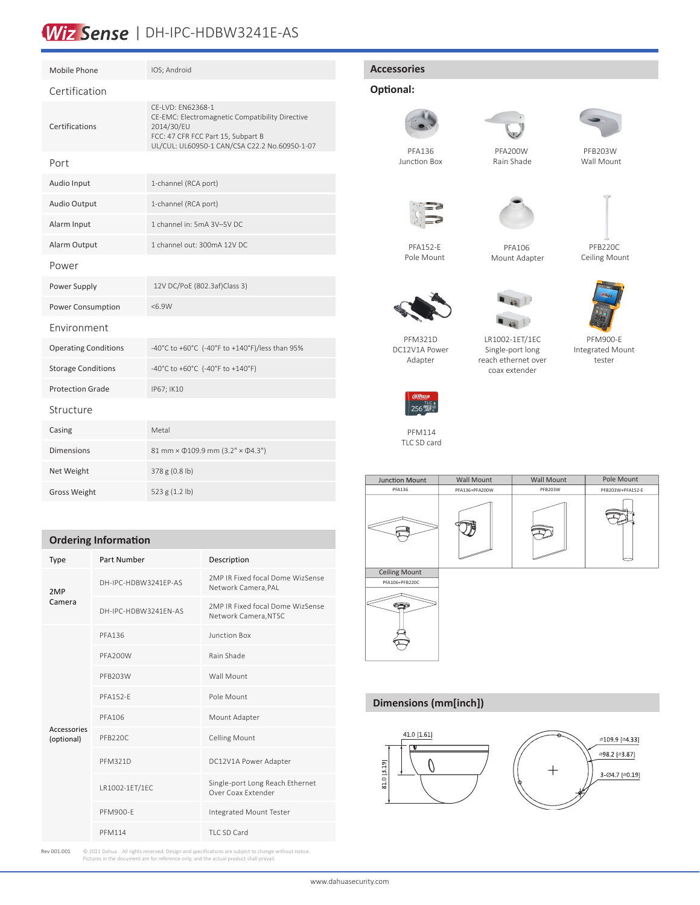# WizSense | DH-IPC-HDBW3241E-AS

| | |
|---|---|
| Mobile Phone | IOS; Android |

## Certification

| | |
|---|---|
| Certifications | CE-LVD: EN62368-1<br>CE-EMC: Electromagnetic Compatibility Directive 2014/30/EU<br>FCC: 47 CFR FCC Part 15, Subpart B<br>UL/CUL: UL60950-1 CAN/CSA C22.2 No.60950-1-07 |

## Port

| | |
|---|---|
| Audio Input | 1-channel (RCA port) |
| Audio Output | 1-channel (RCA port) |
| Alarm Input | 1 channel in: 5mA 3V–5V DC |
| Alarm Output | 1 channel out: 300mA 12V DC |

## Power

| | |
|---|---|
| Power Supply | 12V DC/PoE (802.3af)Class 3) |
| Power Consumption | <6.9W |

## Environment

| | |
|---|---|
| Operating Conditions | -40°C to +60°C (-40°F to +140°F)/less than 95% |
| Storage Conditions | -40°C to +60°C (-40°F to +140°F) |
| Protection Grade | IP67; IK10 |

## Structure

| | |
|---|---|
| Casing | Metal |
| Dimensions | 81 mm × Φ109.9 mm (3.2" × Φ4.3") |
| Net Weight | 378 g (0.8 lb) |
| Gross Weight | 523 g (1.2 lb) |

## Ordering Information

| Type | Part Number | Description |
|---|---|---|
| 2MP Camera | DH-IPC-HDBW3241EP-AS | 2MP IR Fixed focal Dome WizSense Network Camera,PAL |
| | DH-IPC-HDBW3241EN-AS | 2MP IR Fixed focal Dome WizSense Network Camera,NTSC |
| Accessories (optional) | PFA136 | Junction Box |
| | PFA200W | Rain Shade |
| | PFB203W | Wall Mount |
| | PFA152-E | Pole Mount |
| | PFA106 | Mount Adapter |
| | PFB220C | Celling Mount |
| | PFM321D | DC12V1A Power Adapter |
| | LR1002-1ET/1EC | Single-port Long Reach Ethernet Over Coax Extender |
| | PFM900-E | Integrated Mount Tester |
| | PFM114 | TLC SD Card |

## Accessories

**Optional:**

PFA136
Junction Box

PFA200W
Rain Shade

PFB203W
Wall Mount

PFA152-E
Pole Mount

PFA106
Mount Adapter

PFB220C
Ceiling Mount

PFM321D
DC12V1A Power Adapter

LR1002-1ET/1EC
Single-port long reach ethernet over coax extender

PFM900-E
Integrated Mount tester

PFM114
TLC SD card

| Junction Mount | Wall Mount | Wall Mount | Pole Mount |
|---|---|---|---|
| PFA136 | PFA136+PFA200W | PFB203W | PFB203W+PFA152-E |

| Ceiling Mount |
|---|
| PFA106+PFB220C |

## Dimensions (mm[inch])

41.0 [1.61]
81.0 [3.19]
⌀109.9 [⌀4.33]
⌀98.2 [⌀3.87]
3-⌀4.7 [⌀0.19]

Rev 001.001 © 2021 Dahua . All rights reserved. Design and specifications are subject to change without notice. Pictures in the document are for reference only, and the actual product shall prevail.

www.dahuasecurity.com